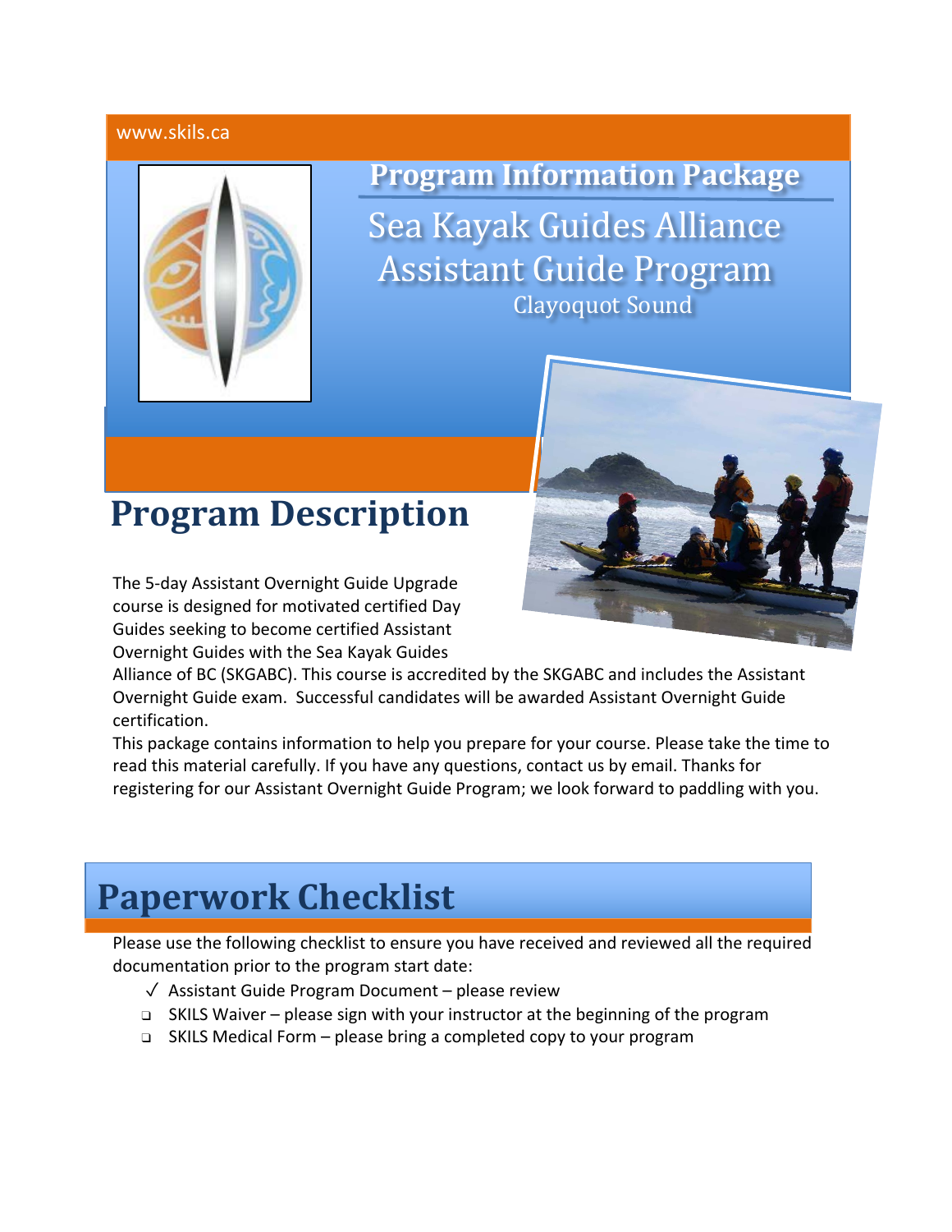www.skils.ca

# Program Information Package

## Sea Kayak Guides Alliance Assistant Guide Program

Clayoquot Sound

## Program Description

The 5-day Assistant Overnight Guide Upgrade course is designed for motivated certified Day Guides seeking to become certified Assistant Overnight Guides with the Sea Kayak Guides Alliance of BC (SKGABC). This course is accredited by the SKGABC and includes the Assistant Overnight Guide exam. Successful candidates will be awarded Assistant Overnight Guide certification.

This package contains information to help you prepare for your course. Please take the time to read this material carefully. If you have any questions, contact us by email. Thanks for registering for our Assistant Overnight Guide Program; we look forward to paddling with you.

## Paperwork Checklist

Please use the following checklist to ensure you have received and reviewed all the required documentation prior to the program start date:

- ✓ Assistant Guide Program Document – please review
- ❑ SKILS Waiver – please sign with your instructor at the beginning of the program
- ❑ SKILS Medical Form – please bring a completed copy to your program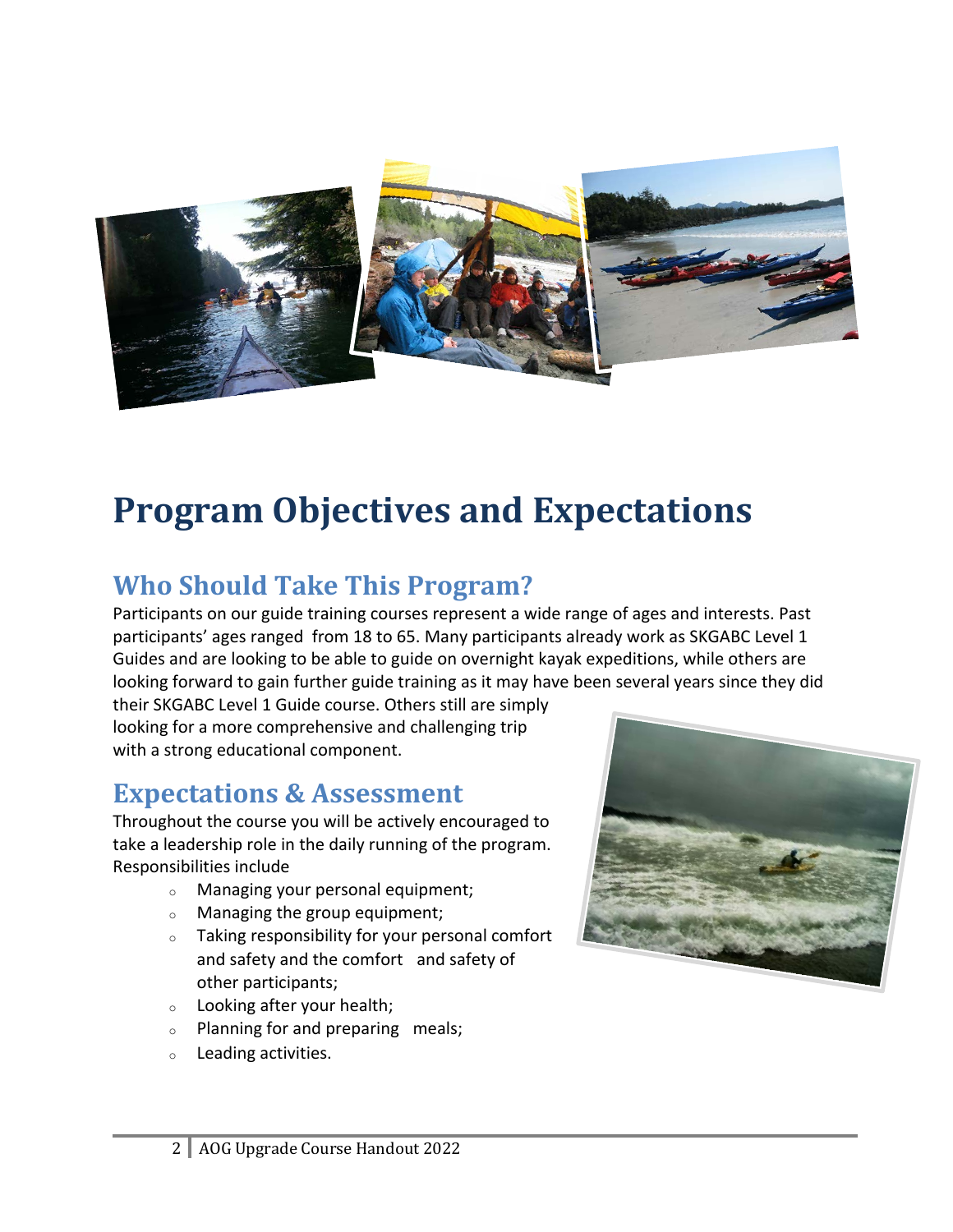# Program Objectives and Expectations

## Who Should Take This Program?

Participants on our guide training courses represent a wide range of ages and interests. Past participants' ages ranged from 18 to 65. Many participants already work as SKGABC Level 1 Guides and are looking to be able to guide on overnight kayak expeditions, while others are looking forward to gain further guide training as it may have been several years since they did their SKGABC Level 1 Guide course. Others still are simply looking for a more comprehensive and challenging trip with a strong educational component.

## Expectations & Assessment

Throughout the course you will be actively encouraged to take a leadership role in the daily running of the program. Responsibilities include

- Managing your personal equipment;
- Managing the group equipment;
- Taking responsibility for your personal comfort and safety and the comfort and safety of other participants;
- Looking after your health;
- Planning for and preparing meals;
- Leading activities.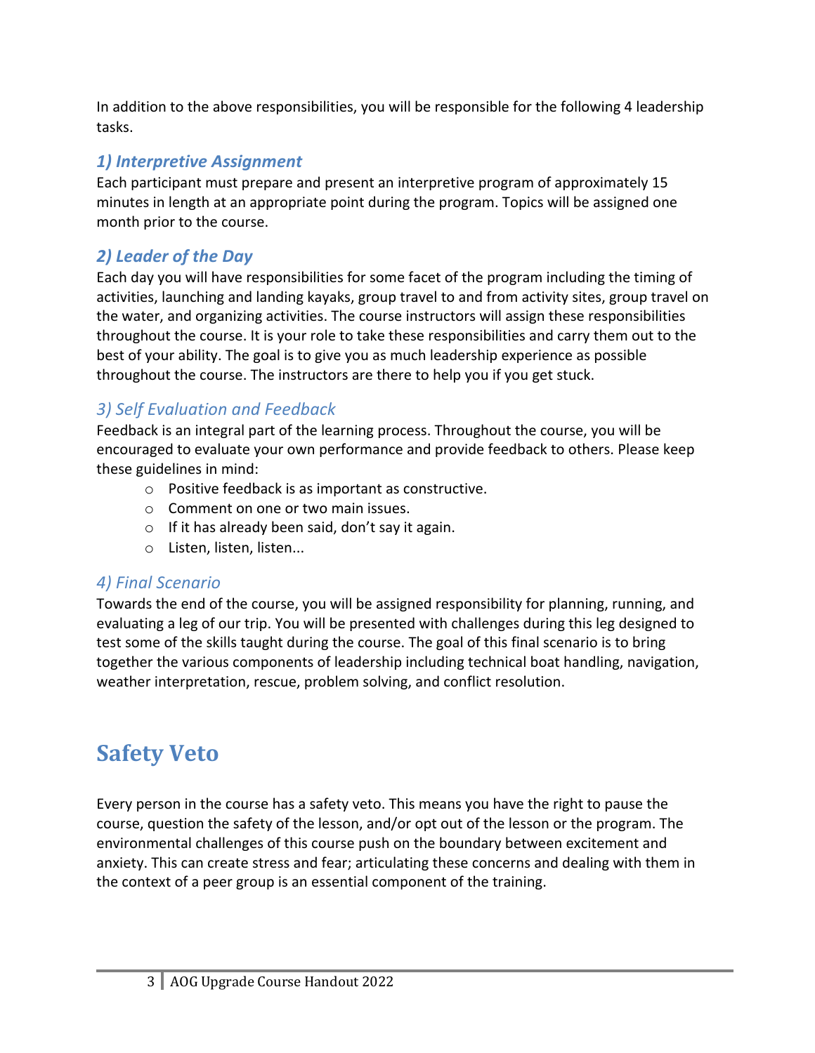In addition to the above responsibilities, you will be responsible for the following 4 leadership tasks.

### *1) Interpretive Assignment*

Each participant must prepare and present an interpretive program of approximately 15 minutes in length at an appropriate point during the program. Topics will be assigned one month prior to the course.

### *2) Leader of the Day*

Each day you will have responsibilities for some facet of the program including the timing of activities, launching and landing kayaks, group travel to and from activity sites, group travel on the water, and organizing activities. The course instructors will assign these responsibilities throughout the course. It is your role to take these responsibilities and carry them out to the best of your ability. The goal is to give you as much leadership experience as possible throughout the course. The instructors are there to help you if you get stuck.

### *3) Self Evaluation and Feedback*

Feedback is an integral part of the learning process. Throughout the course, you will be encouraged to evaluate your own performance and provide feedback to others. Please keep these guidelines in mind:

- Positive feedback is as important as constructive.
- Comment on one or two main issues.
- If it has already been said, don't say it again.
- Listen, listen, listen...

### *4) Final Scenario*

Towards the end of the course, you will be assigned responsibility for planning, running, and evaluating a leg of our trip. You will be presented with challenges during this leg designed to test some of the skills taught during the course. The goal of this final scenario is to bring together the various components of leadership including technical boat handling, navigation, weather interpretation, rescue, problem solving, and conflict resolution.

## Safety Veto

Every person in the course has a safety veto. This means you have the right to pause the course, question the safety of the lesson, and/or opt out of the lesson or the program. The environmental challenges of this course push on the boundary between excitement and anxiety. This can create stress and fear; articulating these concerns and dealing with them in the context of a peer group is an essential component of the training.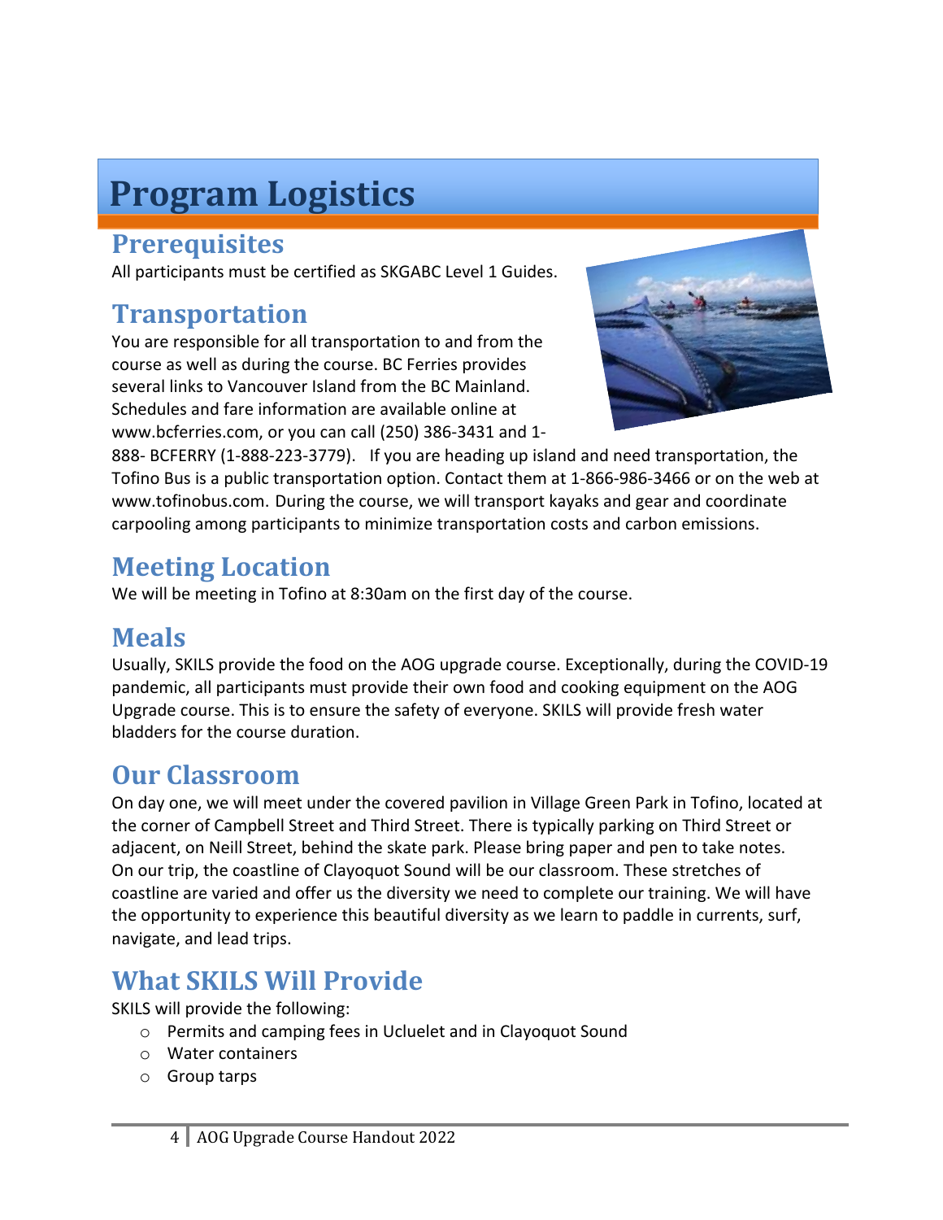# Program Logistics

## Prerequisites

All participants must be certified as SKGABC Level 1 Guides.

## Transportation

You are responsible for all transportation to and from the course as well as during the course. BC Ferries provides several links to Vancouver Island from the BC Mainland. Schedules and fare information are available online at www.bcferries.com, or you can call (250) 386-3431 and 1-888- BCFERRY (1-888-223-3779). If you are heading up island and need transportation, the Tofino Bus is a public transportation option. Contact them at 1-866-986-3466 or on the web at www.tofinobus.com. During the course, we will transport kayaks and gear and coordinate carpooling among participants to minimize transportation costs and carbon emissions.

## Meeting Location

We will be meeting in Tofino at 8:30am on the first day of the course.

## Meals

Usually, SKILS provide the food on the AOG upgrade course. Exceptionally, during the COVID-19 pandemic, all participants must provide their own food and cooking equipment on the AOG Upgrade course. This is to ensure the safety of everyone. SKILS will provide fresh water bladders for the course duration.

## Our Classroom

On day one, we will meet under the covered pavilion in Village Green Park in Tofino, located at the corner of Campbell Street and Third Street. There is typically parking on Third Street or adjacent, on Neill Street, behind the skate park. Please bring paper and pen to take notes. On our trip, the coastline of Clayoquot Sound will be our classroom. These stretches of coastline are varied and offer us the diversity we need to complete our training. We will have the opportunity to experience this beautiful diversity as we learn to paddle in currents, surf, navigate, and lead trips.

## What SKILS Will Provide

SKILS will provide the following:

- Permits and camping fees in Ucluelet and in Clayoquot Sound
- Water containers
- Group tarps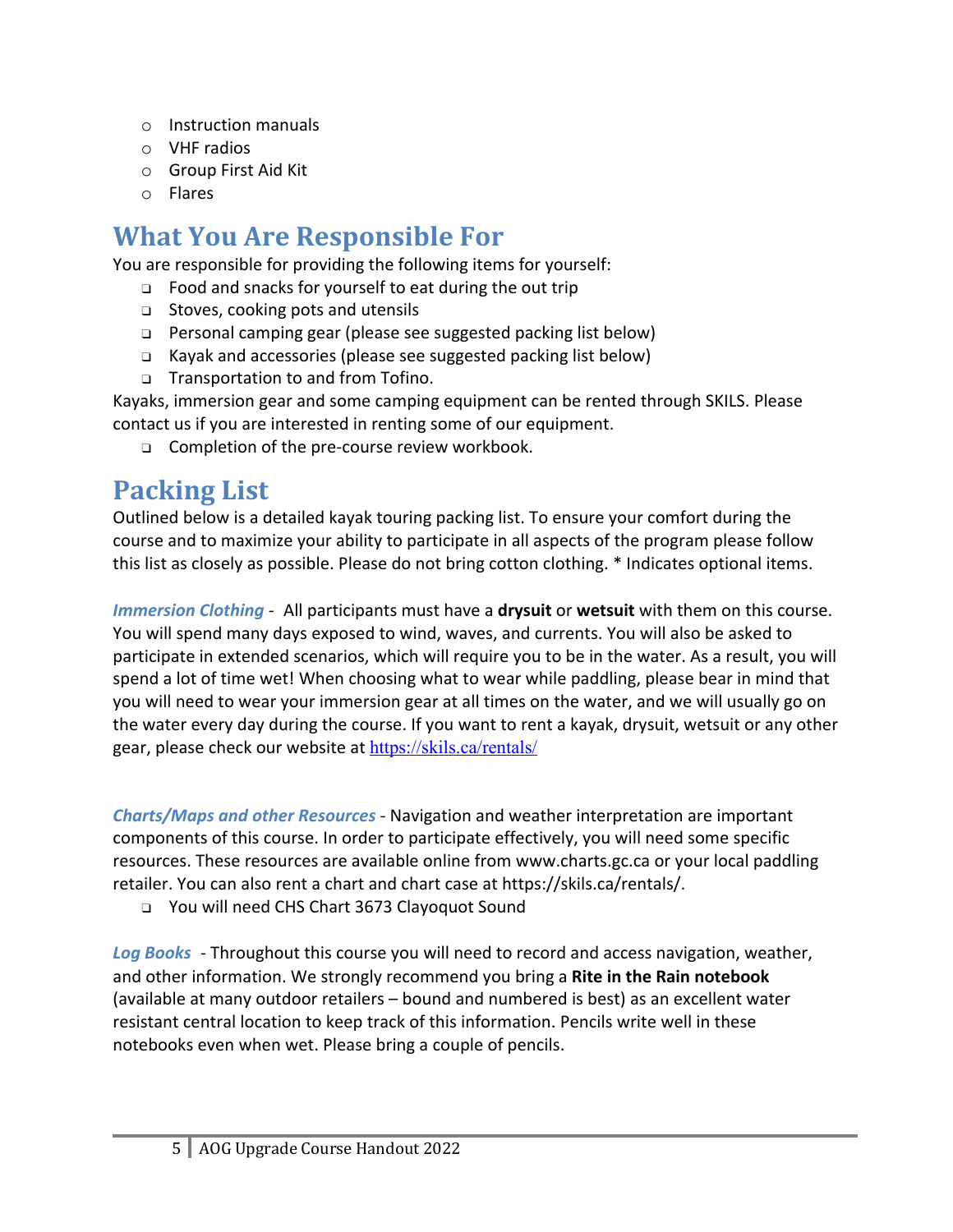- Instruction manuals
- VHF radios
- Group First Aid Kit
- Flares

## What You Are Responsible For

You are responsible for providing the following items for yourself:

- Food and snacks for yourself to eat during the out trip
- Stoves, cooking pots and utensils
- Personal camping gear (please see suggested packing list below)
- Kayak and accessories (please see suggested packing list below)
- Transportation to and from Tofino.

Kayaks, immersion gear and some camping equipment can be rented through SKILS. Please contact us if you are interested in renting some of our equipment.

- Completion of the pre-course review workbook.

## Packing List

Outlined below is a detailed kayak touring packing list. To ensure your comfort during the course and to maximize your ability to participate in all aspects of the program please follow this list as closely as possible. Please do not bring cotton clothing. * Indicates optional items.

***Immersion Clothing*** - All participants must have a **drysuit** or **wetsuit** with them on this course. You will spend many days exposed to wind, waves, and currents. You will also be asked to participate in extended scenarios, which will require you to be in the water. As a result, you will spend a lot of time wet! When choosing what to wear while paddling, please bear in mind that you will need to wear your immersion gear at all times on the water, and we will usually go on the water every day during the course. If you want to rent a kayak, drysuit, wetsuit or any other gear, please check our website at https://skils.ca/rentals/

***Charts/Maps and other Resources*** - Navigation and weather interpretation are important components of this course. In order to participate effectively, you will need some specific resources. These resources are available online from www.charts.gc.ca or your local paddling retailer. You can also rent a chart and chart case at https://skils.ca/rentals/.

- You will need CHS Chart 3673 Clayoquot Sound

***Log Books*** - Throughout this course you will need to record and access navigation, weather, and other information. We strongly recommend you bring a **Rite in the Rain notebook** (available at many outdoor retailers – bound and numbered is best) as an excellent water resistant central location to keep track of this information. Pencils write well in these notebooks even when wet. Please bring a couple of pencils.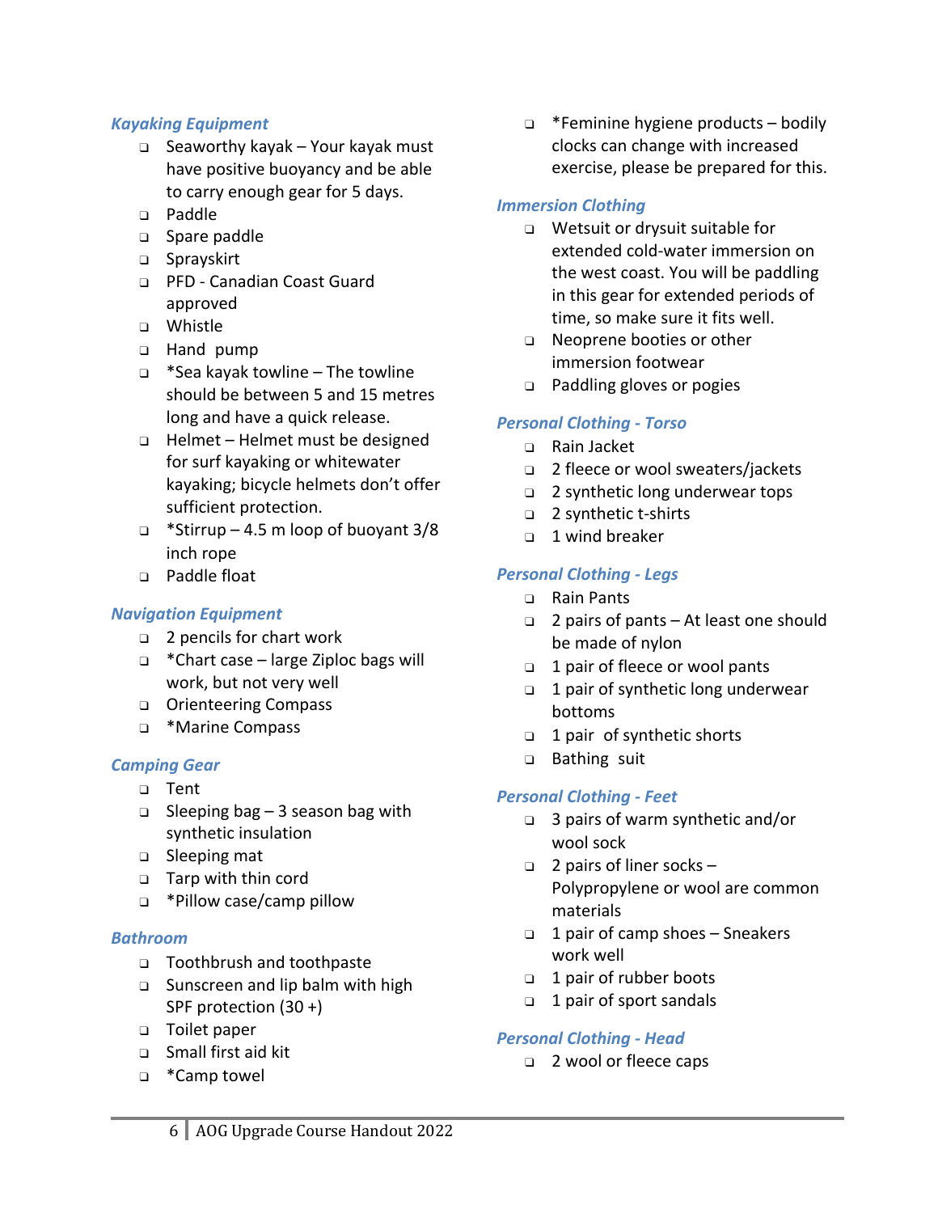### *Kayaking Equipment*

- Seaworthy kayak – Your kayak must have positive buoyancy and be able to carry enough gear for 5 days.
- Paddle
- Spare paddle
- Sprayskirt
- PFD - Canadian Coast Guard approved
- Whistle
- Hand pump
- *Sea kayak towline – The towline should be between 5 and 15 metres long and have a quick release.
- Helmet – Helmet must be designed for surf kayaking or whitewater kayaking; bicycle helmets don't offer sufficient protection.
- *Stirrup – 4.5 m loop of buoyant 3/8 inch rope
- Paddle float

### *Navigation Equipment*

- 2 pencils for chart work
- *Chart case – large Ziploc bags will work, but not very well
- Orienteering Compass
- *Marine Compass

### *Camping Gear*

- Tent
- Sleeping bag – 3 season bag with synthetic insulation
- Sleeping mat
- Tarp with thin cord
- *Pillow case/camp pillow

### *Bathroom*

- Toothbrush and toothpaste
- Sunscreen and lip balm with high SPF protection (30 +)
- Toilet paper
- Small first aid kit
- *Camp towel
- *Feminine hygiene products – bodily clocks can change with increased exercise, please be prepared for this.

### *Immersion Clothing*

- Wetsuit or drysuit suitable for extended cold-water immersion on the west coast. You will be paddling in this gear for extended periods of time, so make sure it fits well.
- Neoprene booties or other immersion footwear
- Paddling gloves or pogies

### *Personal Clothing - Torso*

- Rain Jacket
- 2 fleece or wool sweaters/jackets
- 2 synthetic long underwear tops
- 2 synthetic t-shirts
- 1 wind breaker

### *Personal Clothing - Legs*

- Rain Pants
- 2 pairs of pants – At least one should be made of nylon
- 1 pair of fleece or wool pants
- 1 pair of synthetic long underwear bottoms
- 1 pair of synthetic shorts
- Bathing suit

### *Personal Clothing - Feet*

- 3 pairs of warm synthetic and/or wool sock
- 2 pairs of liner socks – Polypropylene or wool are common materials
- 1 pair of camp shoes – Sneakers work well
- 1 pair of rubber boots
- 1 pair of sport sandals

### *Personal Clothing - Head*

- 2 wool or fleece caps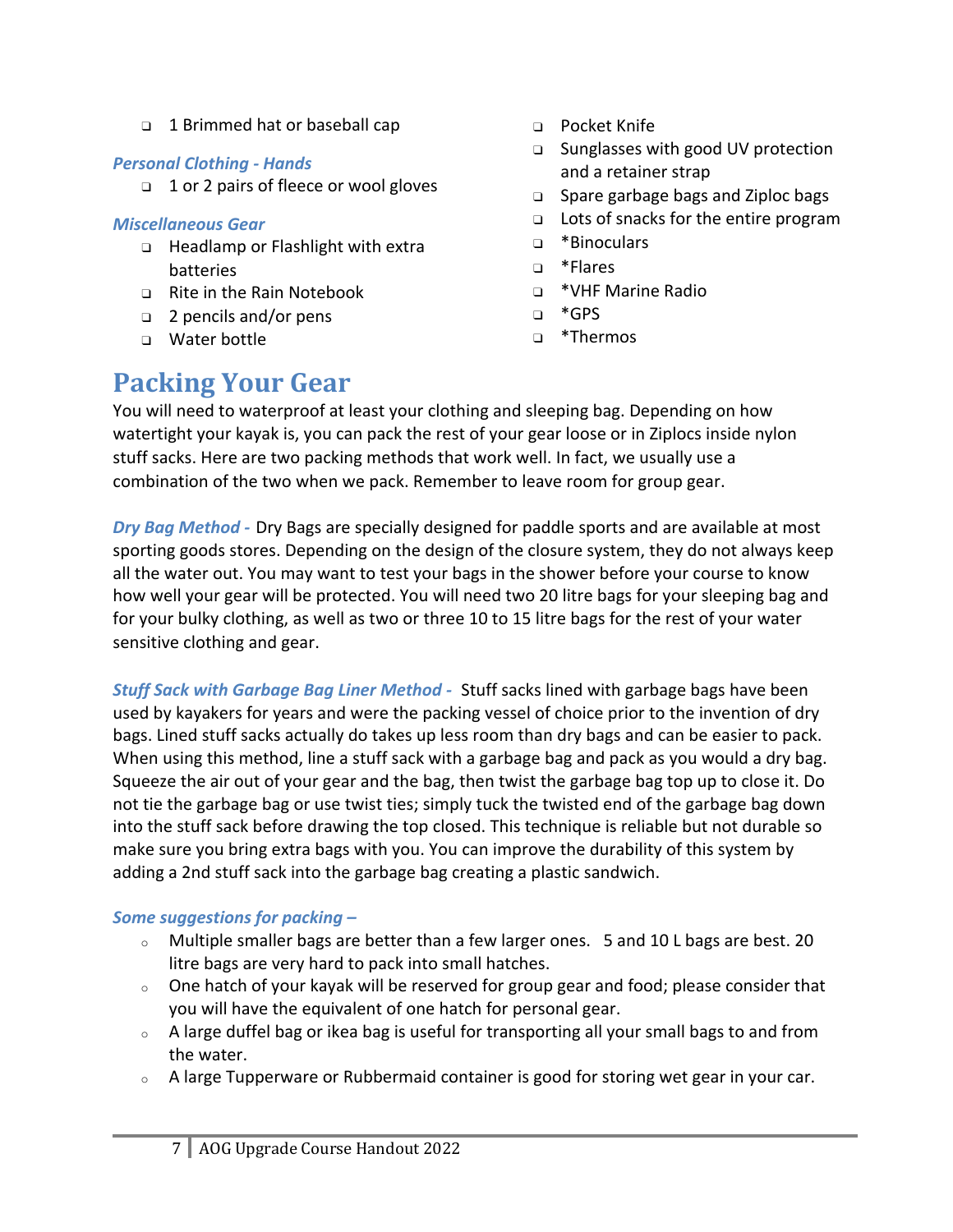- ❑ 1 Brimmed hat or baseball cap

***Personal Clothing - Hands***

- ❑ 1 or 2 pairs of fleece or wool gloves

***Miscellaneous Gear***

- ❑ Headlamp or Flashlight with extra batteries
- ❑ Rite in the Rain Notebook
- ❑ 2 pencils and/or pens
- ❑ Water bottle
- ❑ Pocket Knife
- ❑ Sunglasses with good UV protection and a retainer strap
- ❑ Spare garbage bags and Ziploc bags
- ❑ Lots of snacks for the entire program
- ❑ *Binoculars
- ❑ *Flares
- ❑ *VHF Marine Radio
- ❑ *GPS
- ❑ *Thermos

# Packing Your Gear

You will need to waterproof at least your clothing and sleeping bag. Depending on how watertight your kayak is, you can pack the rest of your gear loose or in Ziplocs inside nylon stuff sacks. Here are two packing methods that work well. In fact, we usually use a combination of the two when we pack. Remember to leave room for group gear.

***Dry Bag Method -*** Dry Bags are specially designed for paddle sports and are available at most sporting goods stores. Depending on the design of the closure system, they do not always keep all the water out. You may want to test your bags in the shower before your course to know how well your gear will be protected. You will need two 20 litre bags for your sleeping bag and for your bulky clothing, as well as two or three 10 to 15 litre bags for the rest of your water sensitive clothing and gear.

***Stuff Sack with Garbage Bag Liner Method -*** Stuff sacks lined with garbage bags have been used by kayakers for years and were the packing vessel of choice prior to the invention of dry bags. Lined stuff sacks actually do takes up less room than dry bags and can be easier to pack. When using this method, line a stuff sack with a garbage bag and pack as you would a dry bag. Squeeze the air out of your gear and the bag, then twist the garbage bag top up to close it. Do not tie the garbage bag or use twist ties; simply tuck the twisted end of the garbage bag down into the stuff sack before drawing the top closed. This technique is reliable but not durable so make sure you bring extra bags with you. You can improve the durability of this system by adding a 2nd stuff sack into the garbage bag creating a plastic sandwich.

***Some suggestions for packing –***

- Multiple smaller bags are better than a few larger ones. 5 and 10 L bags are best. 20 litre bags are very hard to pack into small hatches.
- One hatch of your kayak will be reserved for group gear and food; please consider that you will have the equivalent of one hatch for personal gear.
- A large duffel bag or ikea bag is useful for transporting all your small bags to and from the water.
- A large Tupperware or Rubbermaid container is good for storing wet gear in your car.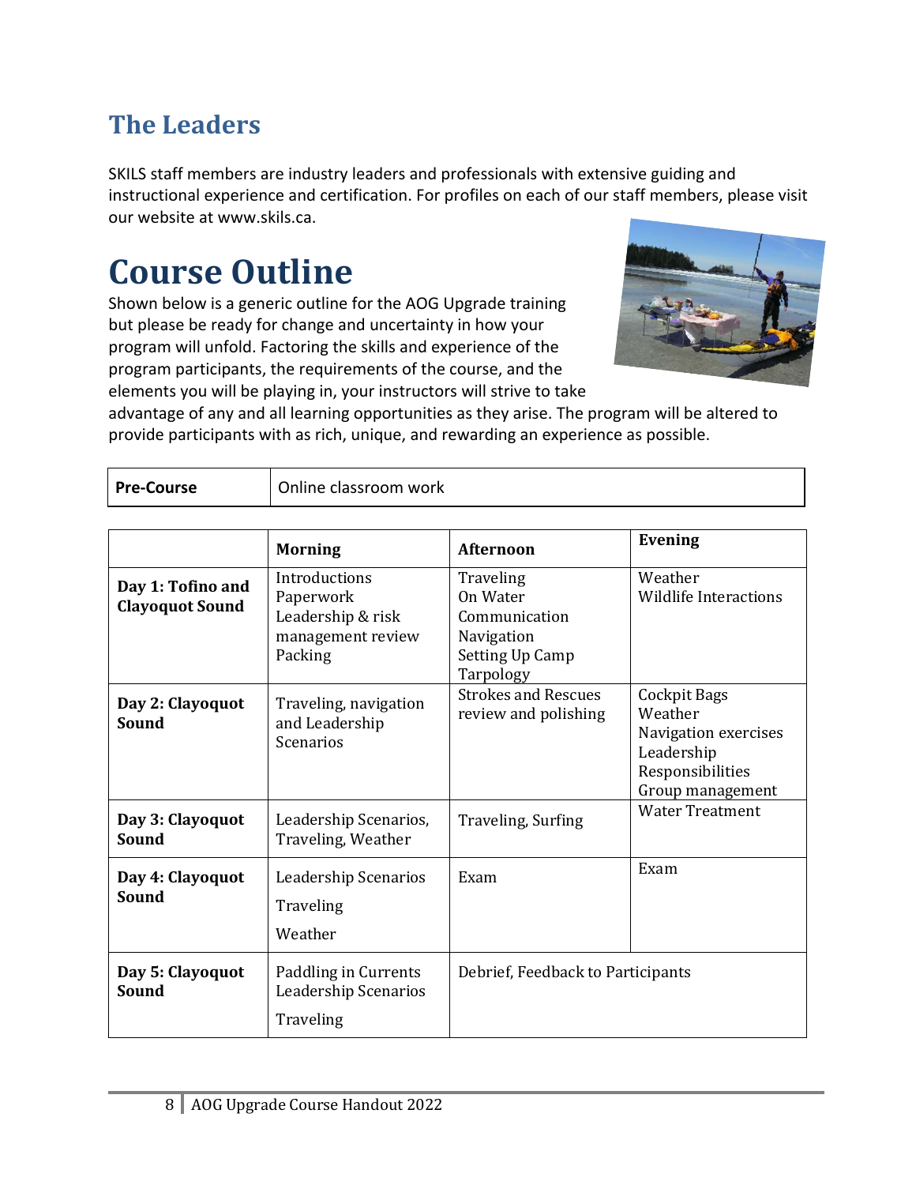## The Leaders

SKILS staff members are industry leaders and professionals with extensive guiding and instructional experience and certification. For profiles on each of our staff members, please visit our website at www.skils.ca.

# Course Outline

Shown below is a generic outline for the AOG Upgrade training but please be ready for change and uncertainty in how your program will unfold. Factoring the skills and experience of the program participants, the requirements of the course, and the elements you will be playing in, your instructors will strive to take advantage of any and all learning opportunities as they arise. The program will be altered to provide participants with as rich, unique, and rewarding an experience as possible.

| **Pre-Course** | Online classroom work |
|---|---|

| | **Morning** | **Afternoon** | **Evening** |
|---|---|---|---|
| **Day 1: Tofino and Clayoquot Sound** | Introductions<br>Paperwork<br>Leadership & risk management review<br>Packing | Traveling<br>On Water Communication<br>Navigation<br>Setting Up Camp<br>Tarpology | Weather<br>Wildlife Interactions |
| **Day 2: Clayoquot Sound** | Traveling, navigation and Leadership Scenarios | Strokes and Rescues review and polishing | Cockpit Bags<br>Weather<br>Navigation exercises<br>Leadership Responsibilities<br>Group management |
| **Day 3: Clayoquot Sound** | Leadership Scenarios, Traveling, Weather | Traveling, Surfing | Water Treatment |
| **Day 4: Clayoquot Sound** | Leadership Scenarios<br>Traveling<br>Weather | Exam | Exam |
| **Day 5: Clayoquot Sound** | Paddling in Currents<br>Leadership Scenarios<br>Traveling | Debrief, Feedback to Participants | |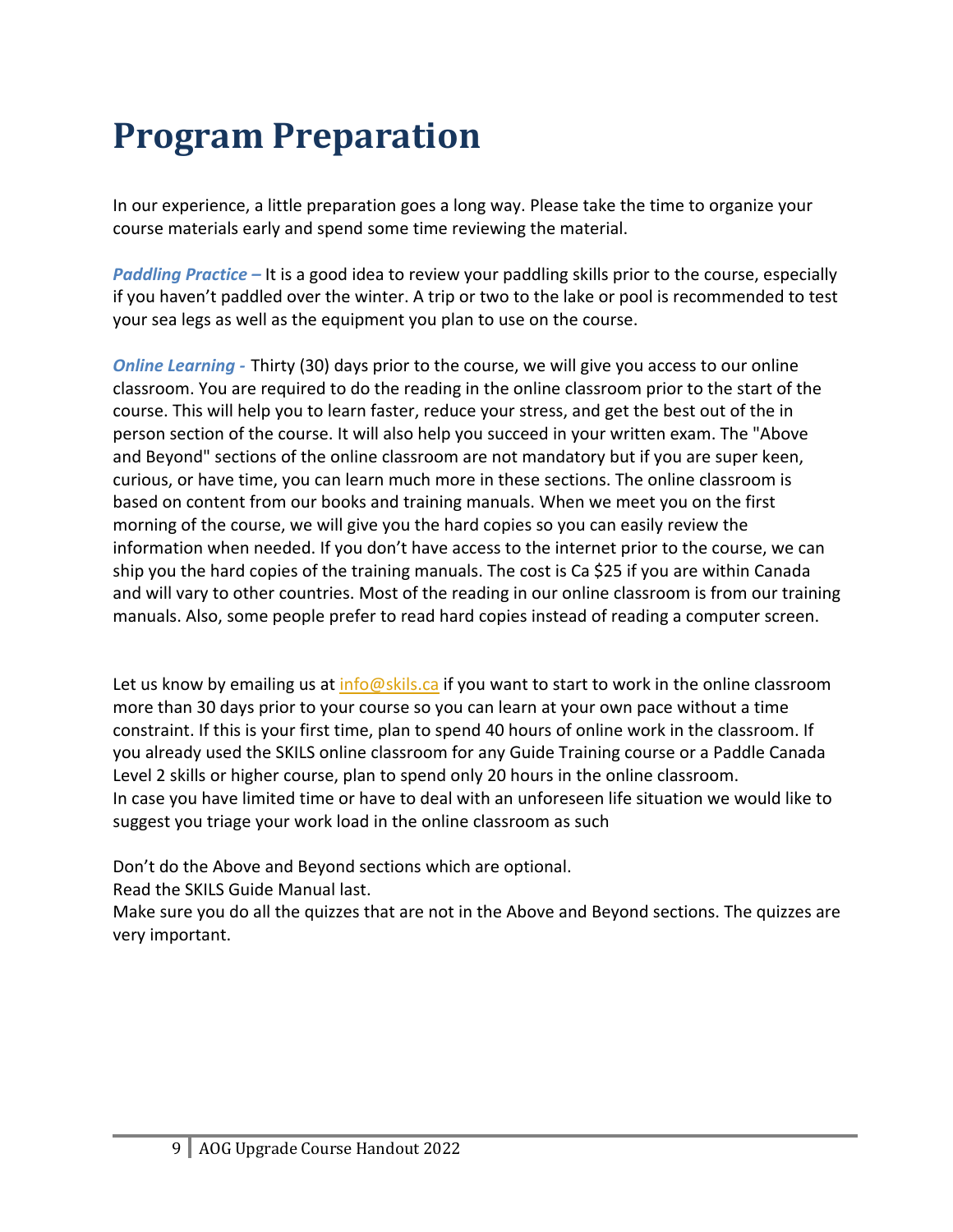# Program Preparation

In our experience, a little preparation goes a long way. Please take the time to organize your course materials early and spend some time reviewing the material.

***Paddling Practice –*** It is a good idea to review your paddling skills prior to the course, especially if you haven't paddled over the winter. A trip or two to the lake or pool is recommended to test your sea legs as well as the equipment you plan to use on the course.

***Online Learning -*** Thirty (30) days prior to the course, we will give you access to our online classroom. You are required to do the reading in the online classroom prior to the start of the course. This will help you to learn faster, reduce your stress, and get the best out of the in person section of the course. It will also help you succeed in your written exam. The "Above and Beyond" sections of the online classroom are not mandatory but if you are super keen, curious, or have time, you can learn much more in these sections. The online classroom is based on content from our books and training manuals. When we meet you on the first morning of the course, we will give you the hard copies so you can easily review the information when needed. If you don't have access to the internet prior to the course, we can ship you the hard copies of the training manuals. The cost is Ca $25 if you are within Canada and will vary to other countries. Most of the reading in our online classroom is from our training manuals. Also, some people prefer to read hard copies instead of reading a computer screen.

Let us know by emailing us at info@skils.ca if you want to start to work in the online classroom more than 30 days prior to your course so you can learn at your own pace without a time constraint. If this is your first time, plan to spend 40 hours of online work in the classroom. If you already used the SKILS online classroom for any Guide Training course or a Paddle Canada Level 2 skills or higher course, plan to spend only 20 hours in the online classroom.
In case you have limited time or have to deal with an unforeseen life situation we would like to suggest you triage your work load in the online classroom as such

Don't do the Above and Beyond sections which are optional.
Read the SKILS Guide Manual last.
Make sure you do all the quizzes that are not in the Above and Beyond sections. The quizzes are very important.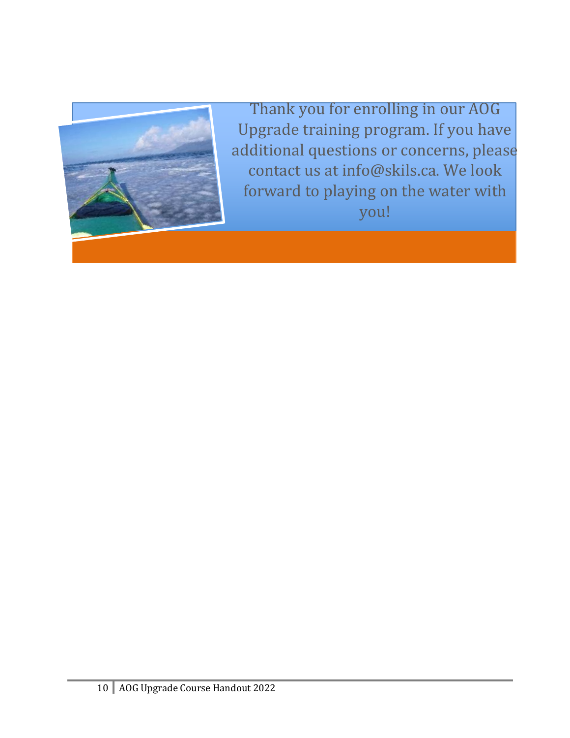Thank you for enrolling in our AOG Upgrade training program. If you have additional questions or concerns, please contact us at info@skils.ca. We look forward to playing on the water with you!